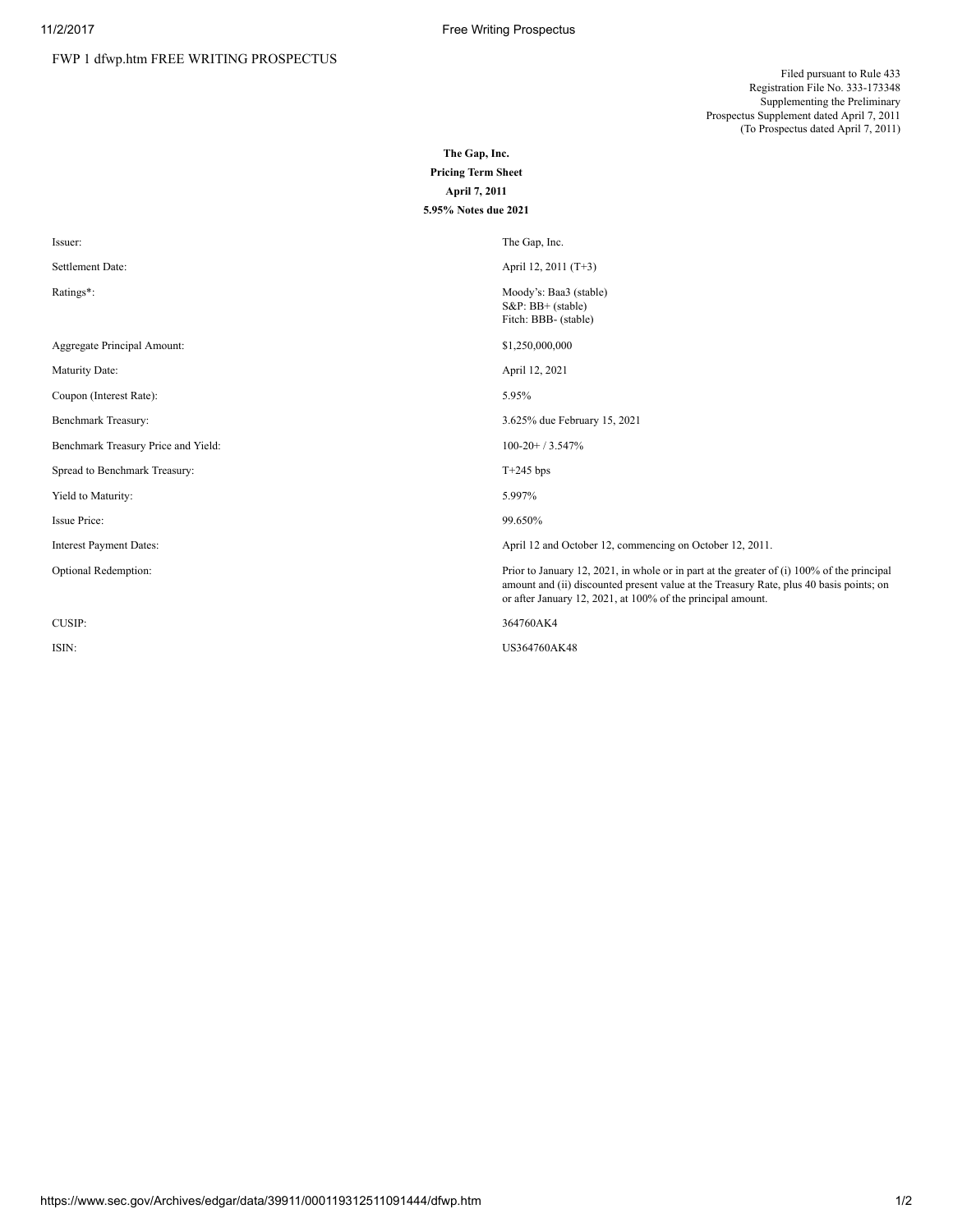FWP 1 dfwp.htm FREE WRITING PROSPECTUS

Filed pursuant to Rule 433
Registration File No. 333-173348
Supplementing the Preliminary
Prospectus Supplement dated April 7, 2011
(To Prospectus dated April 7, 2011)

**The Gap, Inc.**

**Pricing Term Sheet**

**April 7, 2011**

**5.95% Notes due 2021**

| | |
|---|---|
| Issuer: | The Gap, Inc. |
| Settlement Date: | April 12, 2011 (T+3) |
| Ratings*: | Moody's: Baa3 (stable)<br>S&P: BB+ (stable)<br>Fitch: BBB- (stable) |
| Aggregate Principal Amount: | $1,250,000,000 |
| Maturity Date: | April 12, 2021 |
| Coupon (Interest Rate): | 5.95% |
| Benchmark Treasury: | 3.625% due February 15, 2021 |
| Benchmark Treasury Price and Yield: | 100-20+ / 3.547% |
| Spread to Benchmark Treasury: | T+245 bps |
| Yield to Maturity: | 5.997% |
| Issue Price: | 99.650% |
| Interest Payment Dates: | April 12 and October 12, commencing on October 12, 2011. |
| Optional Redemption: | Prior to January 12, 2021, in whole or in part at the greater of (i) 100% of the principal amount and (ii) discounted present value at the Treasury Rate, plus 40 basis points; on or after January 12, 2021, at 100% of the principal amount. |
| CUSIP: | 364760AK4 |
| ISIN: | US364760AK48 |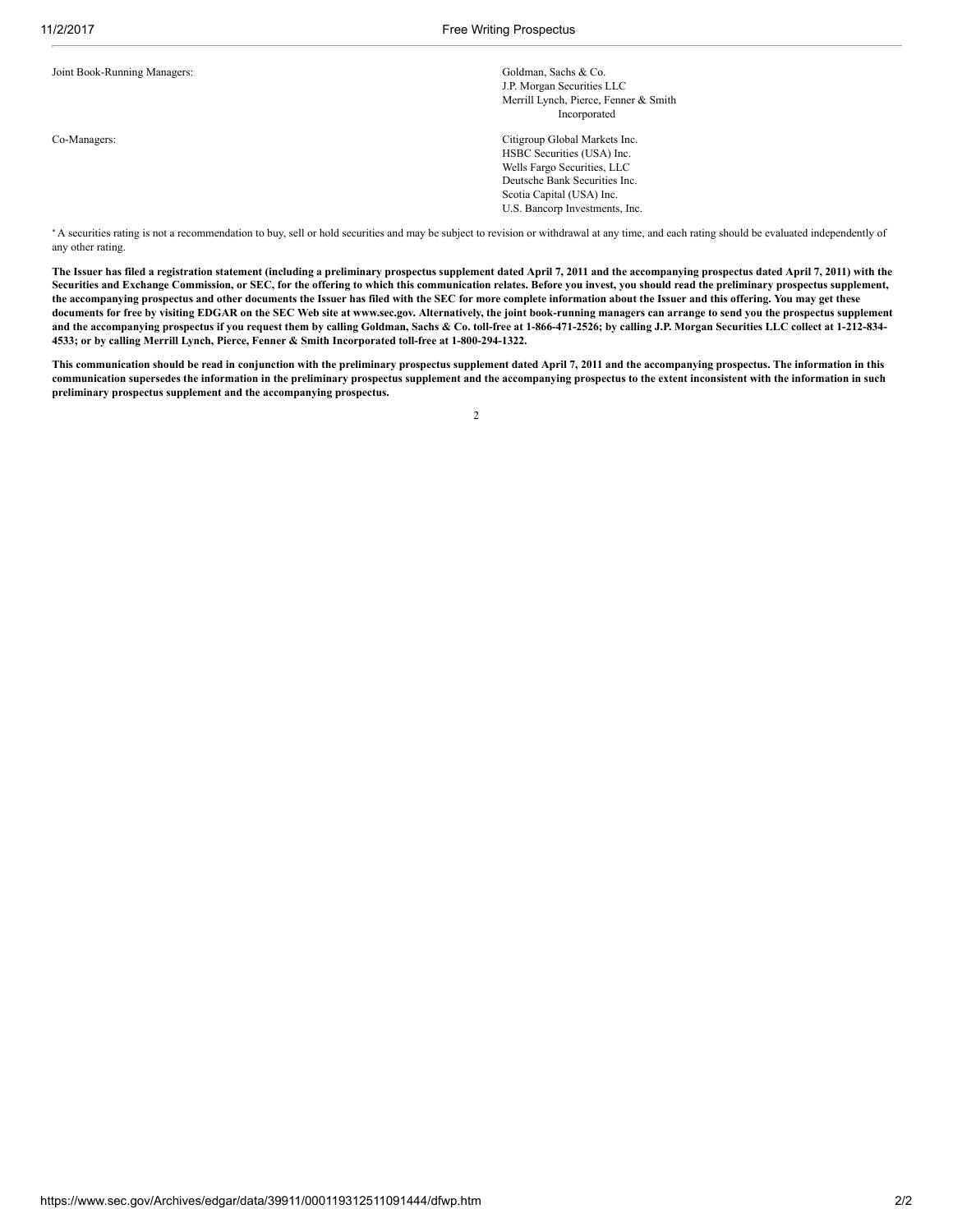| | |
|---|---|
| Joint Book-Running Managers: | Goldman, Sachs & Co.<br>J.P. Morgan Securities LLC<br>Merrill Lynch, Pierce, Fenner & Smith Incorporated |
| Co-Managers: | Citigroup Global Markets Inc.<br>HSBC Securities (USA) Inc.<br>Wells Fargo Securities, LLC<br>Deutsche Bank Securities Inc.<br>Scotia Capital (USA) Inc.<br>U.S. Bancorp Investments, Inc. |

* A securities rating is not a recommendation to buy, sell or hold securities and may be subject to revision or withdrawal at any time, and each rating should be evaluated independently of any other rating.

**The Issuer has filed a registration statement (including a preliminary prospectus supplement dated April 7, 2011 and the accompanying prospectus dated April 7, 2011) with the Securities and Exchange Commission, or SEC, for the offering to which this communication relates. Before you invest, you should read the preliminary prospectus supplement, the accompanying prospectus and other documents the Issuer has filed with the SEC for more complete information about the Issuer and this offering. You may get these documents for free by visiting EDGAR on the SEC Web site at www.sec.gov. Alternatively, the joint book-running managers can arrange to send you the prospectus supplement and the accompanying prospectus if you request them by calling Goldman, Sachs & Co. toll-free at 1-866-471-2526; by calling J.P. Morgan Securities LLC collect at 1-212-834-4533; or by calling Merrill Lynch, Pierce, Fenner & Smith Incorporated toll-free at 1-800-294-1322.**

**This communication should be read in conjunction with the preliminary prospectus supplement dated April 7, 2011 and the accompanying prospectus. The information in this communication supersedes the information in the preliminary prospectus supplement and the accompanying prospectus to the extent inconsistent with the information in such preliminary prospectus supplement and the accompanying prospectus.**